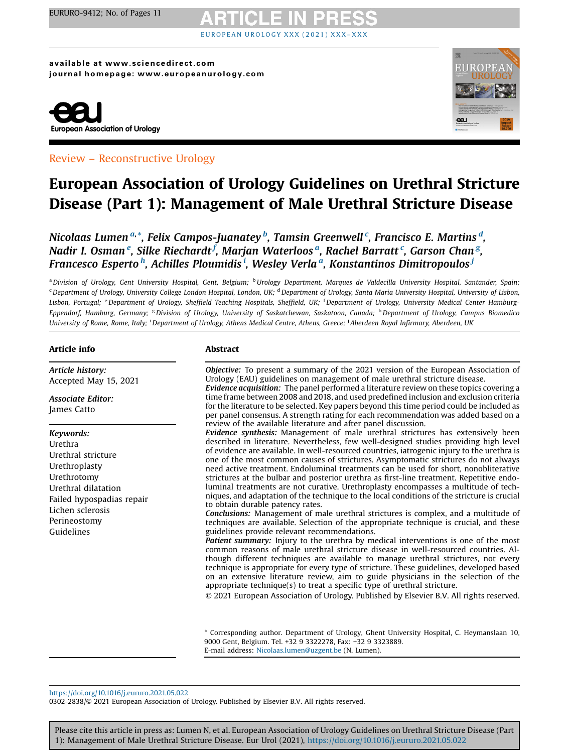Review – Reconstructive Urology

# European Association of Urology Guidelines on Urethral Stricture Disease (Part 1): Management of Male Urethral Stricture Disease

*Nicolaas Lumen* [a,*], *Felix Campos-Juanatey* [b], *Tamsin Greenwell* [c], *Francisco E. Martins* [d], *Nadir I. Osman* [e], *Silke Riechardt* [f], *Marjan Waterloos* [a], *Rachel Barratt* [c], *Garson Chan* [g], *Francesco Esperto* [h], *Achilles Ploumidis* [i], *Wesley Verla* [a], *Konstantinos Dimitropoulos* [j]

[a] Division of Urology, Gent University Hospital, Gent, Belgium; [b] Urology Department, Marques de Valdecilla University Hospital, Santander, Spain; [c] Department of Urology, University College London Hospital, London, UK; [d] Department of Urology, Santa Maria University Hospital, University of Lisbon, Lisbon, Portugal; [e] Department of Urology, Sheffield Teaching Hospitals, Sheffield, UK; [f] Department of Urology, University Medical Center Hamburg-Eppendorf, Hamburg, Germany; [g] Division of Urology, University of Saskatchewan, Saskatoon, Canada; [h] Department of Urology, Campus Biomedico University of Rome, Rome, Italy; [i] Department of Urology, Athens Medical Centre, Athens, Greece; [j] Aberdeen Royal Infirmary, Aberdeen, UK

## Article info

*Article history:*
Accepted May 15, 2021

*Associate Editor:*
James Catto

*Keywords:*
Urethra
Urethral stricture
Urethroplasty
Urethrotomy
Urethral dilatation
Failed hypospadias repair
Lichen sclerosis
Perineostomy
Guidelines

## Abstract

***Objective:*** To present a summary of the 2021 version of the European Association of Urology (EAU) guidelines on management of male urethral stricture disease.

***Evidence acquisition:*** The panel performed a literature review on these topics covering a time frame between 2008 and 2018, and used predefined inclusion and exclusion criteria for the literature to be selected. Key papers beyond this time period could be included as per panel consensus. A strength rating for each recommendation was added based on a review of the available literature and after panel discussion.

***Evidence synthesis:*** Management of male urethral strictures has extensively been described in literature. Nevertheless, few well-designed studies providing high level of evidence are available. In well-resourced countries, iatrogenic injury to the urethra is one of the most common causes of strictures. Asymptomatic strictures do not always need active treatment. Endoluminal treatments can be used for short, nonobliterative strictures at the bulbar and posterior urethra as first-line treatment. Repetitive endoluminal treatments are not curative. Urethroplasty encompasses a multitude of techniques, and adaptation of the technique to the local conditions of the stricture is crucial to obtain durable patency rates.

***Conclusions:*** Management of male urethral strictures is complex, and a multitude of techniques are available. Selection of the appropriate technique is crucial, and these guidelines provide relevant recommendations.

***Patient summary:*** Injury to the urethra by medical interventions is one of the most common reasons of male urethral stricture disease in well-resourced countries. Although different techniques are available to manage urethral strictures, not every technique is appropriate for every type of stricture. These guidelines, developed based on an extensive literature review, aim to guide physicians in the selection of the appropriate technique(s) to treat a specific type of urethral stricture.

© 2021 European Association of Urology. Published by Elsevier B.V. All rights reserved.

\* Corresponding author. Department of Urology, Ghent University Hospital, C. Heymanslaan 10, 9000 Gent, Belgium. Tel. +32 9 3322278, Fax: +32 9 3323889.
E-mail address: Nicolaas.lumen@uzgent.be (N. Lumen).

https://doi.org/10.1016/j.eururo.2021.05.022
0302-2838/© 2021 European Association of Urology. Published by Elsevier B.V. All rights reserved.

Please cite this article in press as: Lumen N, et al. European Association of Urology Guidelines on Urethral Stricture Disease (Part 1): Management of Male Urethral Stricture Disease. Eur Urol (2021), https://doi.org/10.1016/j.eururo.2021.05.022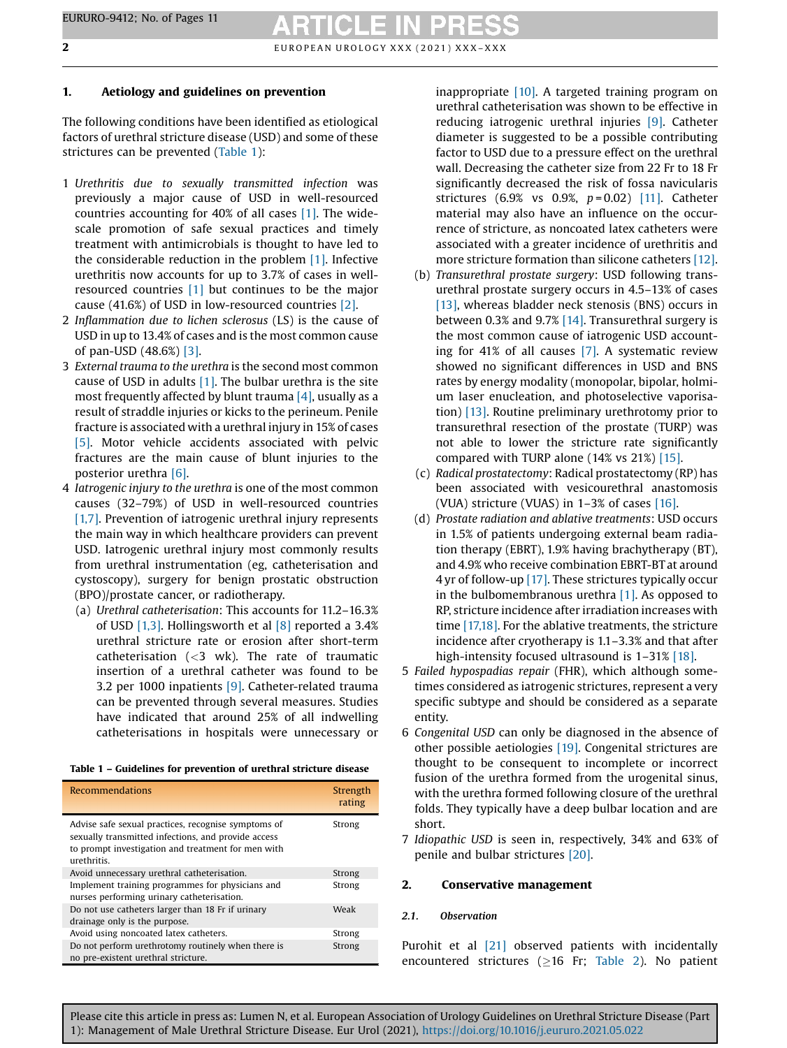## 1. Aetiology and guidelines on prevention

The following conditions have been identified as etiological factors of urethral stricture disease (USD) and some of these strictures can be prevented (Table 1):

1 *Urethritis due to sexually transmitted infection* was previously a major cause of USD in well-resourced countries accounting for 40% of all cases [1]. The wide-scale promotion of safe sexual practices and timely treatment with antimicrobials is thought to have led to the considerable reduction in the problem [1]. Infective urethritis now accounts for up to 3.7% of cases in well-resourced countries [1] but continues to be the major cause (41.6%) of USD in low-resourced countries [2].
2 *Inflammation due to lichen sclerosus* (LS) is the cause of USD in up to 13.4% of cases and is the most common cause of pan-USD (48.6%) [3].
3 *External trauma to the urethra* is the second most common cause of USD in adults [1]. The bulbar urethra is the site most frequently affected by blunt trauma [4], usually as a result of straddle injuries or kicks to the perineum. Penile fracture is associated with a urethral injury in 15% of cases [5]. Motor vehicle accidents associated with pelvic fractures are the main cause of blunt injuries to the posterior urethra [6].
4 *Iatrogenic injury to the urethra* is one of the most common causes (32–79%) of USD in well-resourced countries [1,7]. Prevention of iatrogenic urethral injury represents the main way in which healthcare providers can prevent USD. Iatrogenic urethral injury most commonly results from urethral instrumentation (eg, catheterisation and cystoscopy), surgery for benign prostatic obstruction (BPO)/prostate cancer, or radiotherapy.
   (a) *Urethral catheterisation*: This accounts for 11.2–16.3% of USD [1,3]. Hollingsworth et al [8] reported a 3.4% urethral stricture rate or erosion after short-term catheterisation (<3 wk). The rate of traumatic insertion of a urethral catheter was found to be 3.2 per 1000 inpatients [9]. Catheter-related trauma can be prevented through several measures. Studies have indicated that around 25% of all indwelling catheterisations in hospitals were unnecessary or inappropriate [10]. A targeted training program on urethral catheterisation was shown to be effective in reducing iatrogenic urethral injuries [9]. Catheter diameter is suggested to be a possible contributing factor to USD due to a pressure effect on the urethral wall. Decreasing the catheter size from 22 Fr to 18 Fr significantly decreased the risk of fossa navicularis strictures (6.9% vs 0.9%, $p = 0.02$) [11]. Catheter material may also have an influence on the occurrence of stricture, as noncoated latex catheters were associated with a greater incidence of urethritis and more stricture formation than silicone catheters [12].
   (b) *Transurethral prostate surgery*: USD following transurethral prostate surgery occurs in 4.5–13% of cases [13], whereas bladder neck stenosis (BNS) occurs in between 0.3% and 9.7% [14]. Transurethral surgery is the most common cause of iatrogenic USD accounting for 41% of all causes [7]. A systematic review showed no significant differences in USD and BNS rates by energy modality (monopolar, bipolar, holmium laser enucleation, and photoselective vaporisation) [13]. Routine preliminary urethrotomy prior to transurethral resection of the prostate (TURP) was not able to lower the stricture rate significantly compared with TURP alone (14% vs 21%) [15].
   (c) *Radical prostatectomy*: Radical prostatectomy (RP) has been associated with vesicourethral anastomosis (VUA) stricture (VUAS) in 1–3% of cases [16].
   (d) *Prostate radiation and ablative treatments*: USD occurs in 1.5% of patients undergoing external beam radiation therapy (EBRT), 1.9% having brachytherapy (BT), and 4.9% who receive combination EBRT-BT at around 4 yr of follow-up [17]. These strictures typically occur in the bulbomembranous urethra [1]. As opposed to RP, stricture incidence after irradiation increases with time [17,18]. For the ablative treatments, the stricture incidence after cryotherapy is 1.1–3.3% and that after high-intensity focused ultrasound is 1–31% [18].
5 *Failed hypospadias repair* (FHR), which although sometimes considered as iatrogenic strictures, represent a very specific subtype and should be considered as a separate entity.
6 *Congenital USD* can only be diagnosed in the absence of other possible aetiologies [19]. Congenital strictures are thought to be consequent to incomplete or incorrect fusion of the urethra formed from the urogenital sinus, with the urethra formed following closure of the urethral folds. They typically have a deep bulbar location and are short.
7 *Idiopathic USD* is seen in, respectively, 34% and 63% of penile and bulbar strictures [20].

**Table 1 – Guidelines for prevention of urethral stricture disease**

| Recommendations | Strength rating |
|---|---|
| Advise safe sexual practices, recognise symptoms of sexually transmitted infections, and provide access to prompt investigation and treatment for men with urethritis. | Strong |
| Avoid unnecessary urethral catheterisation. | Strong |
| Implement training programmes for physicians and nurses performing urinary catheterisation. | Strong |
| Do not use catheters larger than 18 Fr if urinary drainage only is the purpose. | Weak |
| Avoid using noncoated latex catheters. | Strong |
| Do not perform urethrotomy routinely when there is no pre-existent urethral stricture. | Strong |

## 2. Conservative management

### 2.1. Observation

Purohit et al [21] observed patients with incidentally encountered strictures (≥16 Fr; Table 2). No patient

Please cite this article in press as: Lumen N, et al. European Association of Urology Guidelines on Urethral Stricture Disease (Part 1): Management of Male Urethral Stricture Disease. Eur Urol (2021), https://doi.org/10.1016/j.eururo.2021.05.022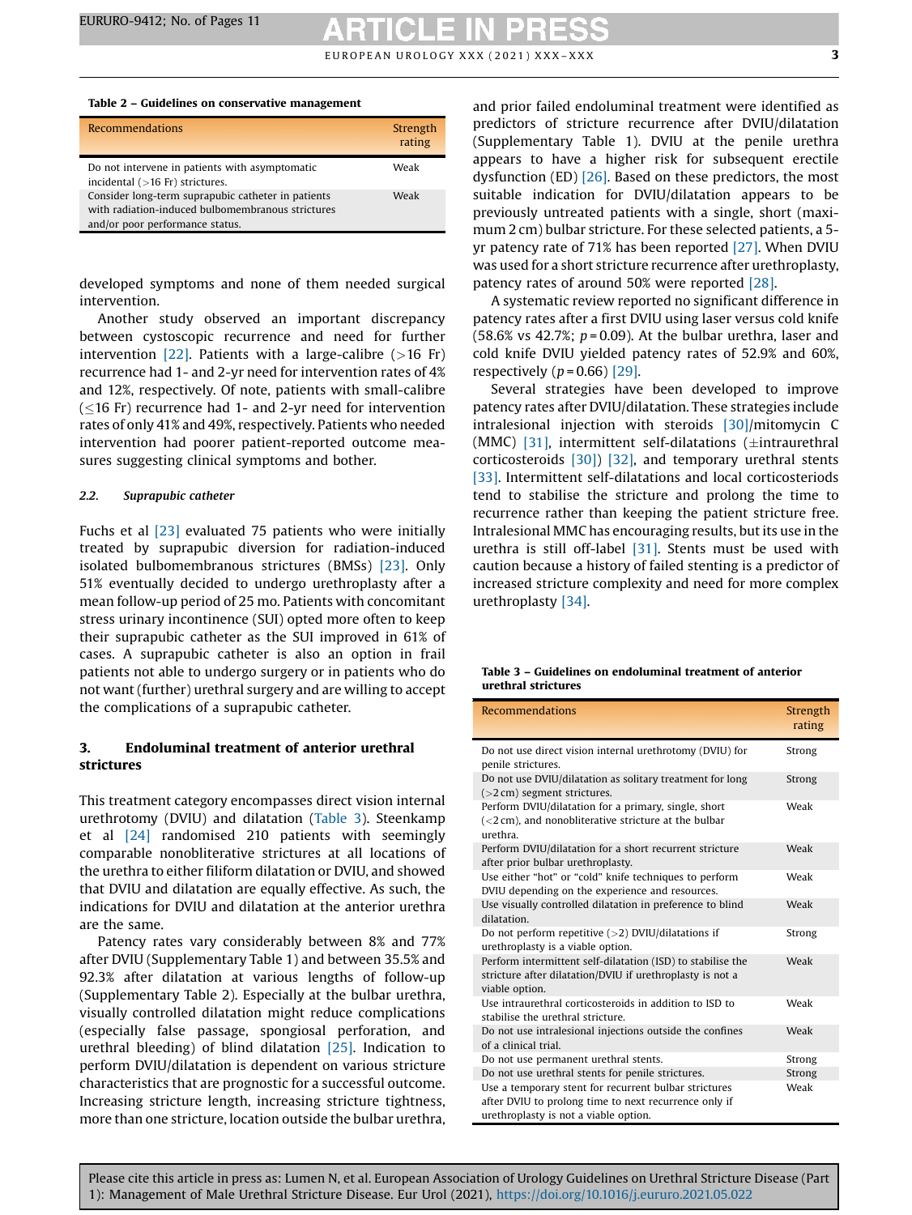**Table 2 – Guidelines on conservative management**

| Recommendations | Strength rating |
|---|---|
| Do not intervene in patients with asymptomatic incidental (>16 Fr) strictures. | Weak |
| Consider long-term suprapubic catheter in patients with radiation-induced bulbomembranous strictures and/or poor performance status. | Weak |

developed symptoms and none of them needed surgical intervention.

Another study observed an important discrepancy between cystoscopic recurrence and need for further intervention [22]. Patients with a large-calibre (>16 Fr) recurrence had 1- and 2-yr need for intervention rates of 4% and 12%, respectively. Of note, patients with small-calibre (≤16 Fr) recurrence had 1- and 2-yr need for intervention rates of only 41% and 49%, respectively. Patients who needed intervention had poorer patient-reported outcome measures suggesting clinical symptoms and bother.

### 2.2. *Suprapubic catheter*

Fuchs et al [23] evaluated 75 patients who were initially treated by suprapubic diversion for radiation-induced isolated bulbomembranous strictures (BMSs) [23]. Only 51% eventually decided to undergo urethroplasty after a mean follow-up period of 25 mo. Patients with concomitant stress urinary incontinence (SUI) opted more often to keep their suprapubic catheter as the SUI improved in 61% of cases. A suprapubic catheter is also an option in frail patients not able to undergo surgery or in patients who do not want (further) urethral surgery and are willing to accept the complications of a suprapubic catheter.

## 3. Endoluminal treatment of anterior urethral strictures

This treatment category encompasses direct vision internal urethrotomy (DVIU) and dilatation (Table 3). Steenkamp et al [24] randomised 210 patients with seemingly comparable nonobliterative strictures at all locations of the urethra to either filiform dilatation or DVIU, and showed that DVIU and dilatation are equally effective. As such, the indications for DVIU and dilatation at the anterior urethra are the same.

Patency rates vary considerably between 8% and 77% after DVIU (Supplementary Table 1) and between 35.5% and 92.3% after dilatation at various lengths of follow-up (Supplementary Table 2). Especially at the bulbar urethra, visually controlled dilatation might reduce complications (especially false passage, spongiosal perforation, and urethral bleeding) of blind dilatation [25]. Indication to perform DVIU/dilatation is dependent on various stricture characteristics that are prognostic for a successful outcome. Increasing stricture length, increasing stricture tightness, more than one stricture, location outside the bulbar urethra, and prior failed endoluminal treatment were identified as predictors of stricture recurrence after DVIU/dilatation (Supplementary Table 1). DVIU at the penile urethra appears to have a higher risk for subsequent erectile dysfunction (ED) [26]. Based on these predictors, the most suitable indication for DVIU/dilatation appears to be previously untreated patients with a single, short (maximum 2 cm) bulbar stricture. For these selected patients, a 5-yr patency rate of 71% has been reported [27]. When DVIU was used for a short stricture recurrence after urethroplasty, patency rates of around 50% were reported [28].

A systematic review reported no significant difference in patency rates after a first DVIU using laser versus cold knife (58.6% vs 42.7%; $p = 0.09$). At the bulbar urethra, laser and cold knife DVIU yielded patency rates of 52.9% and 60%, respectively ($p = 0.66$) [29].

Several strategies have been developed to improve patency rates after DVIU/dilatation. These strategies include intralesional injection with steroids [30]/mitomycin C (MMC) [31], intermittent self-dilatations (±intraurethral corticosteroids [30]) [32], and temporary urethral stents [33]. Intermittent self-dilatations and local corticosteroids tend to stabilise the stricture and prolong the time to recurrence rather than keeping the patient stricture free. Intralesional MMC has encouraging results, but its use in the urethra is still off-label [31]. Stents must be used with caution because a history of failed stenting is a predictor of increased stricture complexity and need for more complex urethroplasty [34].

**Table 3 – Guidelines on endoluminal treatment of anterior urethral strictures**

| Recommendations | Strength rating |
|---|---|
| Do not use direct vision internal urethrotomy (DVIU) for penile strictures. | Strong |
| Do not use DVIU/dilatation as solitary treatment for long (>2 cm) segment strictures. | Strong |
| Perform DVIU/dilatation for a primary, single, short (<2 cm), and nonobliterative structure at the bulbar urethra. | Weak |
| Perform DVIU/dilatation for a short recurrent stricture after prior bulbar urethroplasty. | Weak |
| Use either "hot" or "cold" knife techniques to perform DVIU depending on the experience and resources. | Weak |
| Use visually controlled dilatation in preference to blind dilatation. | Weak |
| Do not perform repetitive (>2) DVIU/dilatations if urethroplasty is a viable option. | Strong |
| Perform intermittent self-dilatation (ISD) to stabilise the stricture after dilatation/DVIU if urethroplasty is not a viable option. | Weak |
| Use intraurethral corticosteroids in addition to ISD to stabilise the urethral stricture. | Weak |
| Do not use intralesional injections outside the confines of a clinical trial. | Weak |
| Do not use permanent urethral stents. | Strong |
| Do not use urethral stents for penile strictures. | Strong |
| Use a temporary stent for recurrent bulbar strictures after DVIU to prolong time to next recurrence only if urethroplasty is not a viable option. | Weak |

Please cite this article in press as: Lumen N, et al. European Association of Urology Guidelines on Urethral Stricture Disease (Part 1): Management of Male Urethral Stricture Disease. Eur Urol (2021), https://doi.org/10.1016/j.eururo.2021.05.022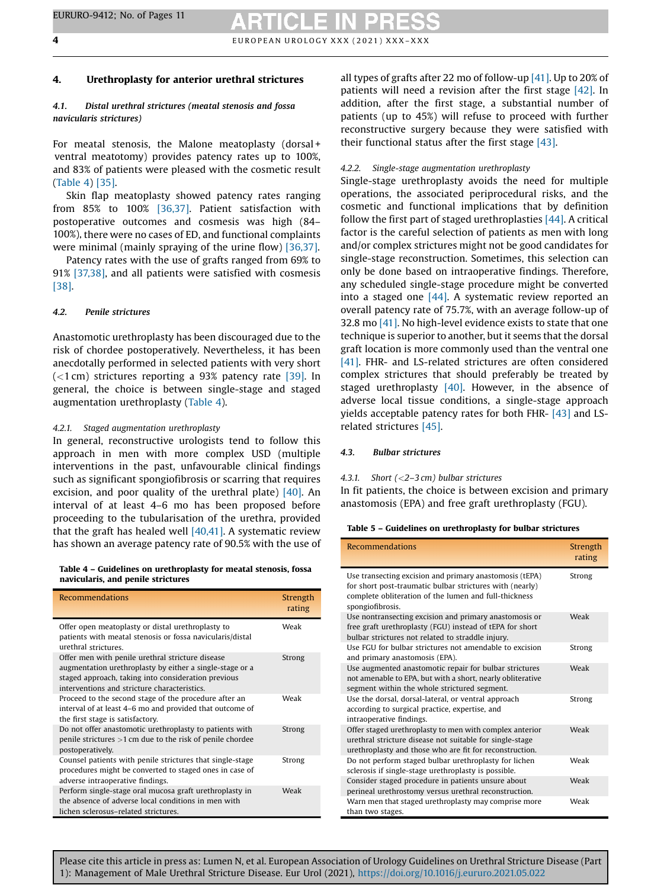## 4. Urethroplasty for anterior urethral strictures

### 4.1. Distal urethral strictures (meatal stenosis and fossa navicularis strictures)

For meatal stenosis, the Malone meatoplasty (dorsal + ventral meatotomy) provides patency rates up to 100%, and 83% of patients were pleased with the cosmetic result (Table 4) [35].

Skin flap meatoplasty showed patency rates ranging from 85% to 100% [36,37]. Patient satisfaction with postoperative outcomes and cosmesis was high (84–100%), there were no cases of ED, and functional complaints were minimal (mainly spraying of the urine flow) [36,37].

Patency rates with the use of grafts ranged from 69% to 91% [37,38], and all patients were satisfied with cosmesis [38].

### 4.2. Penile strictures

Anastomotic urethroplasty has been discouraged due to the risk of chordee postoperatively. Nevertheless, it has been anecdotally performed in selected patients with very short (<1 cm) strictures reporting a 93% patency rate [39]. In general, the choice is between single-stage and staged augmentation urethroplasty (Table 4).

#### 4.2.1. Staged augmentation urethroplasty

In general, reconstructive urologists tend to follow this approach in men with more complex USD (multiple interventions in the past, unfavourable clinical findings such as significant spongiofibrosis or scarring that requires excision, and poor quality of the urethral plate) [40]. An interval of at least 4–6 mo has been proposed before proceeding to the tubularisation of the urethra, provided that the graft has healed well [40,41]. A systematic review has shown an average patency rate of 90.5% with the use of all types of grafts after 22 mo of follow-up [41]. Up to 20% of patients will need a revision after the first stage [42]. In addition, after the first stage, a substantial number of patients (up to 45%) will refuse to proceed with further reconstructive surgery because they were satisfied with their functional status after the first stage [43].

**Table 4 – Guidelines on urethroplasty for meatal stenosis, fossa navicularis, and penile strictures**

| Recommendations | Strength rating |
|---|---|
| Offer open meatoplasty or distal urethroplasty to patients with meatal stenosis or fossa navicularis/distal urethral strictures. | Weak |
| Offer men with penile urethral stricture disease augmentation urethroplasty by either a single-stage or a staged approach, taking into consideration previous interventions and stricture characteristics. | Strong |
| Proceed to the second stage of the procedure after an interval of at least 4–6 mo and provided that outcome of the first stage is satisfactory. | Weak |
| Do not offer anastomotic urethroplasty to patients with penile strictures >1 cm due to the risk of penile chordee postoperatively. | Strong |
| Counsel patients with penile strictures that single-stage procedures might be converted to staged ones in case of adverse intraoperative findings. | Strong |
| Perform single-stage oral mucosa graft urethroplasty in the absence of adverse local conditions in men with lichen sclerosus–related strictures. | Weak |

#### 4.2.2. Single-stage augmentation urethroplasty

Single-stage urethroplasty avoids the need for multiple operations, the associated periprocedural risks, and the cosmetic and functional implications that by definition follow the first part of staged urethroplasties [44]. A critical factor is the careful selection of patients as men with long and/or complex strictures might not be good candidates for single-stage reconstruction. Sometimes, this selection can only be done based on intraoperative findings. Therefore, any scheduled single-stage procedure might be converted into a staged one [44]. A systematic review reported an overall patency rate of 75.7%, with an average follow-up of 32.8 mo [41]. No high-level evidence exists to state that one technique is superior to another, but it seems that the dorsal graft location is more commonly used than the ventral one [41]. FHR- and LS-related strictures are often considered complex strictures that should preferably be treated by staged urethroplasty [40]. However, in the absence of adverse local tissue conditions, a single-stage approach yields acceptable patency rates for both FHR- [43] and LS-related strictures [45].

### 4.3. Bulbar strictures

#### 4.3.1. Short (<2–3 cm) bulbar strictures

In fit patients, the choice is between excision and primary anastomosis (EPA) and free graft urethroplasty (FGU).

**Table 5 – Guidelines on urethroplasty for bulbar strictures**

| Recommendations | Strength rating |
|---|---|
| Use transecting excision and primary anastomosis (tEPA) for short post-traumatic bulbar structures with (nearly) complete obliteration of the lumen and full-thickness spongiofibrosis. | Strong |
| Use nontransecting excision and primary anastomosis or free graft urethroplasty (FGU) instead of tEPA for short bulbar strictures not related to straddle injury. | Weak |
| Use FGU for bulbar strictures not amendable to excision and primary anastomosis (EPA). | Strong |
| Use augmented anastomotic repair for bulbar strictures not amenable to EPA, but with a short, nearly obliterative segment within the whole structured segment. | Weak |
| Use the dorsal, dorsal-lateral, or ventral approach according to surgical practice, expertise, and intraoperative findings. | Strong |
| Offer staged urethroplasty to men with complex anterior urethral stricture disease not suitable for single-stage urethroplasty and those who are fit for reconstruction. | Weak |
| Do not perform staged bulbar urethroplasty for lichen sclerosis if single-stage urethroplasty is possible. | Weak |
| Consider staged procedure in patients unsure about perineal urethrostomy versus urethral reconstruction. | Weak |
| Warn men that staged urethroplasty may comprise more than two stages. | Weak |

Please cite this article in press as: Lumen N, et al. European Association of Urology Guidelines on Urethral Stricture Disease (Part 1): Management of Male Urethral Stricture Disease. Eur Urol (2021), https://doi.org/10.1016/j.eururo.2021.05.022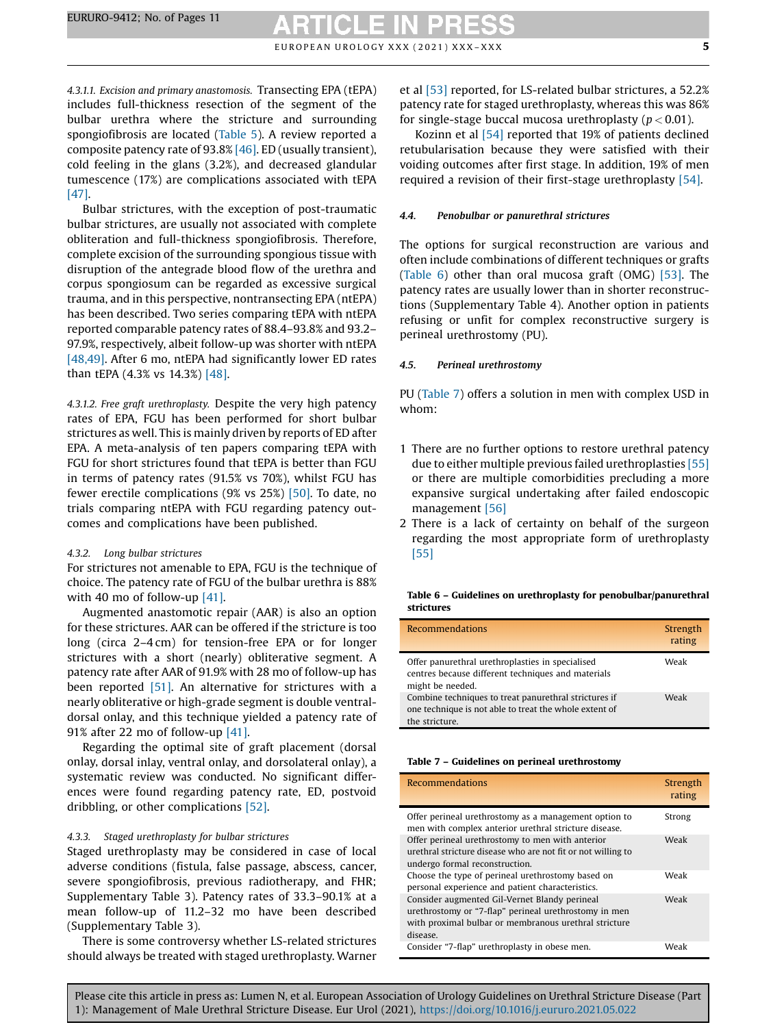#### 4.3.1.1. Excision and primary anastomosis.

Transecting EPA (tEPA) includes full-thickness resection of the segment of the bulbar urethra where the stricture and surrounding spongiofibrosis are located (Table 5). A review reported a composite patency rate of 93.8% [46]. ED (usually transient), cold feeling in the glans (3.2%), and decreased glandular tumescence (17%) are complications associated with tEPA [47].

Bulbar strictures, with the exception of post-traumatic bulbar strictures, are usually not associated with complete obliteration and full-thickness spongiofibrosis. Therefore, complete excision of the surrounding spongious tissue with disruption of the antegrade blood flow of the urethra and corpus spongiosum can be regarded as excessive surgical trauma, and in this perspective, nontransecting EPA (ntEPA) has been described. Two series comparing tEPA with ntEPA reported comparable patency rates of 88.4–93.8% and 93.2–97.9%, respectively, albeit follow-up was shorter with ntEPA [48,49]. After 6 mo, ntEPA had significantly lower ED rates than tEPA (4.3% vs 14.3%) [48].

#### 4.3.1.2. Free graft urethroplasty.

Despite the very high patency rates of EPA, FGU has been performed for short bulbar strictures as well. This is mainly driven by reports of ED after EPA. A meta-analysis of ten papers comparing tEPA with FGU for short strictures found that tEPA is better than FGU in terms of patency rates (91.5% vs 70%), whilst FGU has fewer erectile complications (9% vs 25%) [50]. To date, no trials comparing ntEPA with FGU regarding patency outcomes and complications have been published.

### 4.3.2. Long bulbar strictures

For strictures not amenable to EPA, FGU is the technique of choice. The patency rate of FGU of the bulbar urethra is 88% with 40 mo of follow-up [41].

Augmented anastomotic repair (AAR) is also an option for these strictures. AAR can be offered if the stricture is too long (circa 2–4 cm) for tension-free EPA or for longer strictures with a short (nearly) obliterative segment. A patency rate after AAR of 91.9% with 28 mo of follow-up has been reported [51]. An alternative for strictures with a nearly obliterative or high-grade segment is double ventral-dorsal onlay, and this technique yielded a patency rate of 91% after 22 mo of follow-up [41].

Regarding the optimal site of graft placement (dorsal onlay, dorsal inlay, ventral onlay, and dorsolateral onlay), a systematic review was conducted. No significant differences were found regarding patency rate, ED, postvoid dribbling, or other complications [52].

### 4.3.3. Staged urethroplasty for bulbar strictures

Staged urethroplasty may be considered in case of local adverse conditions (fistula, false passage, abscess, cancer, severe spongiofibrosis, previous radiotherapy, and FHR; Supplementary Table 3). Patency rates of 33.3–90.1% at a mean follow-up of 11.2–32 mo have been described (Supplementary Table 3).

There is some controversy whether LS-related strictures should always be treated with staged urethroplasty. Warner et al [53] reported, for LS-related bulbar strictures, a 52.2% patency rate for staged urethroplasty, whereas this was 86% for single-stage buccal mucosa urethroplasty ($p < 0.01$).

Kozinn et al [54] reported that 19% of patients declined retubularisation because they were satisfied with their voiding outcomes after first stage. In addition, 19% of men required a revision of their first-stage urethroplasty [54].

## 4.4. Penobulbar or panurethral strictures

The options for surgical reconstruction are various and often include combinations of different techniques or grafts (Table 6) other than oral mucosa graft (OMG) [53]. The patency rates are usually lower than in shorter reconstructions (Supplementary Table 4). Another option in patients refusing or unfit for complex reconstructive surgery is perineal urethrostomy (PU).

## 4.5. Perineal urethrostomy

PU (Table 7) offers a solution in men with complex USD in whom:

1. There are no further options to restore urethral patency due to either multiple previous failed urethroplasties [55] or there are multiple comorbidities precluding a more expansive surgical undertaking after failed endoscopic management [56]
2. There is a lack of certainty on behalf of the surgeon regarding the most appropriate form of urethroplasty [55]

**Table 6 – Guidelines on urethroplasty for penobulbar/panurethral strictures**

| Recommendations | Strength rating |
|---|---|
| Offer panurethral urethroplasties in specialised centres because different techniques and materials might be needed. | Weak |
| Combine techniques to treat panurethral strictures if one technique is not able to treat the whole extent of the stricture. | Weak |

**Table 7 – Guidelines on perineal urethrostomy**

| Recommendations | Strength rating |
|---|---|
| Offer perineal urethrostomy as a management option to men with complex anterior urethral stricture disease. | Strong |
| Offer perineal urethrostomy to men with anterior urethral stricture disease who are not fit or not willing to undergo formal reconstruction. | Weak |
| Choose the type of perineal urethrostomy based on personal experience and patient characteristics. | Weak |
| Consider augmented Gil-Vernet Blandy perineal urethrostomy or "7-flap" perineal urethrostomy in men with proximal bulbar or membranous urethral stricture disease. | Weak |
| Consider "7-flap" urethroplasty in obese men. | Weak |

Please cite this article in press as: Lumen N, et al. European Association of Urology Guidelines on Urethral Stricture Disease (Part 1): Management of Male Urethral Stricture Disease. Eur Urol (2021), https://doi.org/10.1016/j.eururo.2021.05.022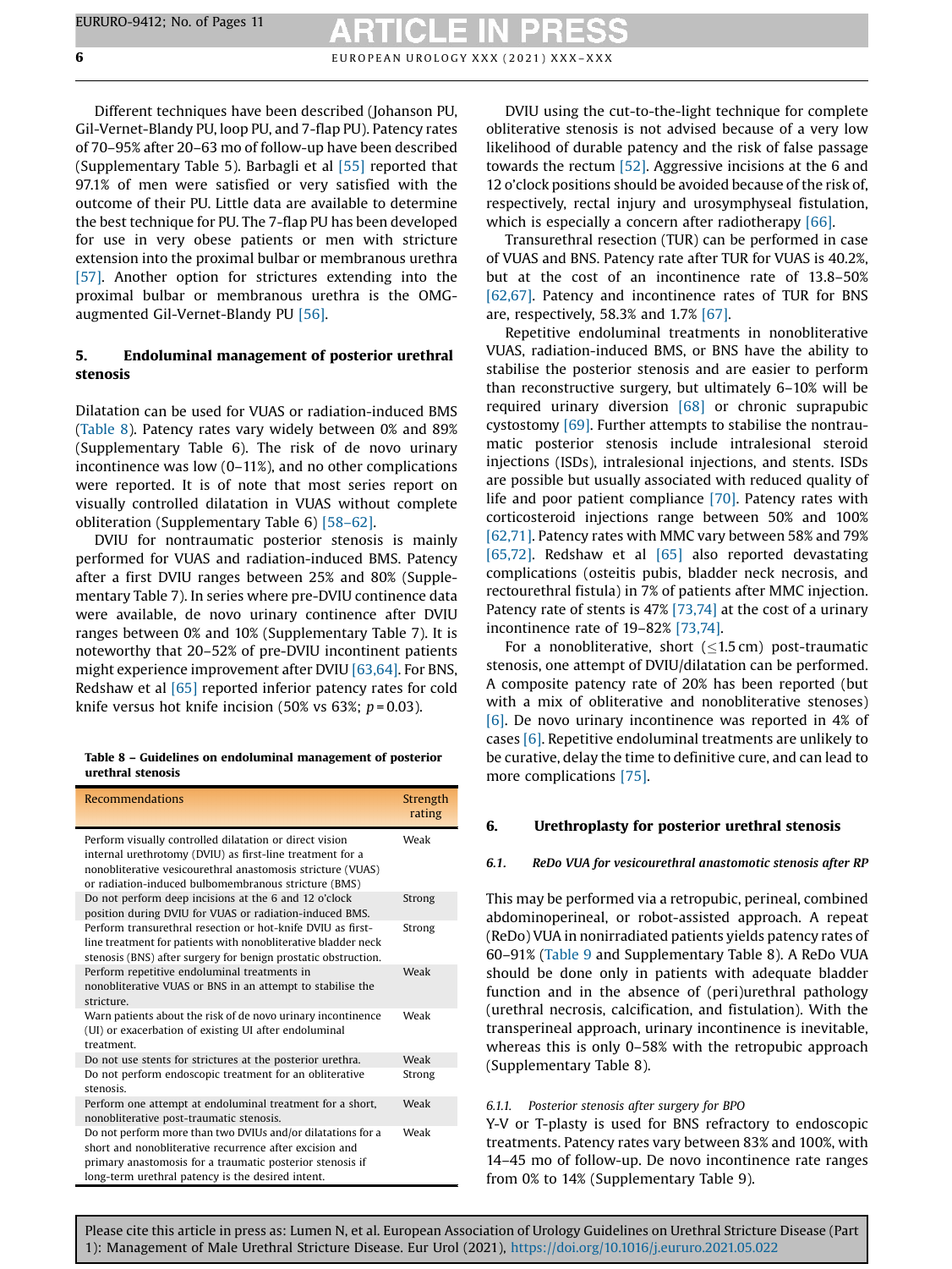Different techniques have been described (Johanson PU, Gil-Vernet-Blandy PU, loop PU, and 7-flap PU). Patency rates of 70–95% after 20–63 mo of follow-up have been described (Supplementary Table 5). Barbagli et al [55] reported that 97.1% of men were satisfied or very satisfied with the outcome of their PU. Little data are available to determine the best technique for PU. The 7-flap PU has been developed for use in very obese patients or men with stricture extension into the proximal bulbar or membranous urethra [57]. Another option for strictures extending into the proximal bulbar or membranous urethra is the OMG-augmented Gil-Vernet-Blandy PU [56].

## 5. Endoluminal management of posterior urethral stenosis

Dilatation can be used for VUAS or radiation-induced BMS (Table 8). Patency rates vary widely between 0% and 89% (Supplementary Table 6). The risk of de novo urinary incontinence was low (0–11%), and no other complications were reported. It is of note that most series report on visually controlled dilatation in VUAS without complete obliteration (Supplementary Table 6) [58–62].

DVIU for nontraumatic posterior stenosis is mainly performed for VUAS and radiation-induced BMS. Patency after a first DVIU ranges between 25% and 80% (Supplementary Table 7). In series where pre-DVIU continence data were available, de novo urinary continence after DVIU ranges between 0% and 10% (Supplementary Table 7). It is noteworthy that 20–52% of pre-DVIU incontinent patients might experience improvement after DVIU [63,64]. For BNS, Redshaw et al [65] reported inferior patency rates for cold knife versus hot knife incision (50% vs 63%; $p = 0.03$).

**Table 8 – Guidelines on endoluminal management of posterior urethral stenosis**

| Recommendations | Strength rating |
|---|---|
| Perform visually controlled dilatation or direct vision internal urethrotomy (DVIU) as first-line treatment for a nonobliterative vesicourethral anastomosis stricture (VUAS) or radiation-induced bulbomembranous stricture (BMS) | Weak |
| Do not perform deep incisions at the 6 and 12 o'clock position during DVIU for VUAS or radiation-induced BMS. | Strong |
| Perform transurethral resection or hot-knife DVIU as first-line treatment for patients with nonobliterative bladder neck stenosis (BNS) after surgery for benign prostatic obstruction. | Strong |
| Perform repetitive endoluminal treatments in nonobliterative VUAS or BNS in an attempt to stabilise the stricture. | Weak |
| Warn patients about the risk of de novo urinary incontinence (UI) or exacerbation of existing UI after endoluminal treatment. | Weak |
| Do not use stents for strictures at the posterior urethra. | Weak |
| Do not perform endoscopic treatment for an obliterative stenosis. | Strong |
| Perform one attempt at endoluminal treatment for a short, nonobliterative post-traumatic stenosis. | Weak |
| Do not perform more than two DVIUs and/or dilatations for a short and nonobliterative recurrence after excision and primary anastomosis for a traumatic posterior stenosis if long-term urethral patency is the desired intent. | Weak |

DVIU using the cut-to-the-light technique for complete obliterative stenosis is not advised because of a very low likelihood of durable patency and the risk of false passage towards the rectum [52]. Aggressive incisions at the 6 and 12 o'clock positions should be avoided because of the risk of, respectively, rectal injury and urosymphyseal fistulation, which is especially a concern after radiotherapy [66].

Transurethral resection (TUR) can be performed in case of VUAS and BNS. Patency rate after TUR for VUAS is 40.2%, but at the cost of an incontinence rate of 13.8–50% [62,67]. Patency and incontinence rates of TUR for BNS are, respectively, 58.3% and 1.7% [67].

Repetitive endoluminal treatments in nonobliterative VUAS, radiation-induced BMS, or BNS have the ability to stabilise the posterior stenosis and are easier to perform than reconstructive surgery, but ultimately 6–10% will be required urinary diversion [68] or chronic suprapubic cystostomy [69]. Further attempts to stabilise the nontraumatic posterior stenosis include intralesional steroid injections (ISDs), intralesional injections, and stents. ISDs are possible but usually associated with reduced quality of life and poor patient compliance [70]. Patency rates with corticosteroid injections range between 50% and 100% [62,71]. Patency rates with MMC vary between 58% and 79% [65,72]. Redshaw et al [65] also reported devastating complications (osteitis pubis, bladder neck necrosis, and rectourethral fistula) in 7% of patients after MMC injection. Patency rate of stents is 47% [73,74] at the cost of a urinary incontinence rate of 19–82% [73,74].

For a nonobliterative, short ($\leq$1.5 cm) post-traumatic stenosis, one attempt of DVIU/dilatation can be performed. A composite patency rate of 20% has been reported (but with a mix of obliterative and nonobliterative stenoses) [6]. De novo urinary incontinence was reported in 4% of cases [6]. Repetitive endoluminal treatments are unlikely to be curative, delay the time to definitive cure, and can lead to more complications [75].

## 6. Urethroplasty for posterior urethral stenosis

### 6.1. ReDo VUA for vesicourethral anastomotic stenosis after RP

This may be performed via a retropubic, perineal, combined abdominoperineal, or robot-assisted approach. A repeat (ReDo) VUA in nonirradiated patients yields patency rates of 60–91% (Table 9 and Supplementary Table 8). A ReDo VUA should be done only in patients with adequate bladder function and in the absence of (peri)urethral pathology (urethral necrosis, calcification, and fistulation). With the transperineal approach, urinary incontinence is inevitable, whereas this is only 0–58% with the retropubic approach (Supplementary Table 8).

#### 6.1.1. Posterior stenosis after surgery for BPO

Y-V or T-plasty is used for BNS refractory to endoscopic treatments. Patency rates vary between 83% and 100%, with 14–45 mo of follow-up. De novo incontinence rate ranges from 0% to 14% (Supplementary Table 9).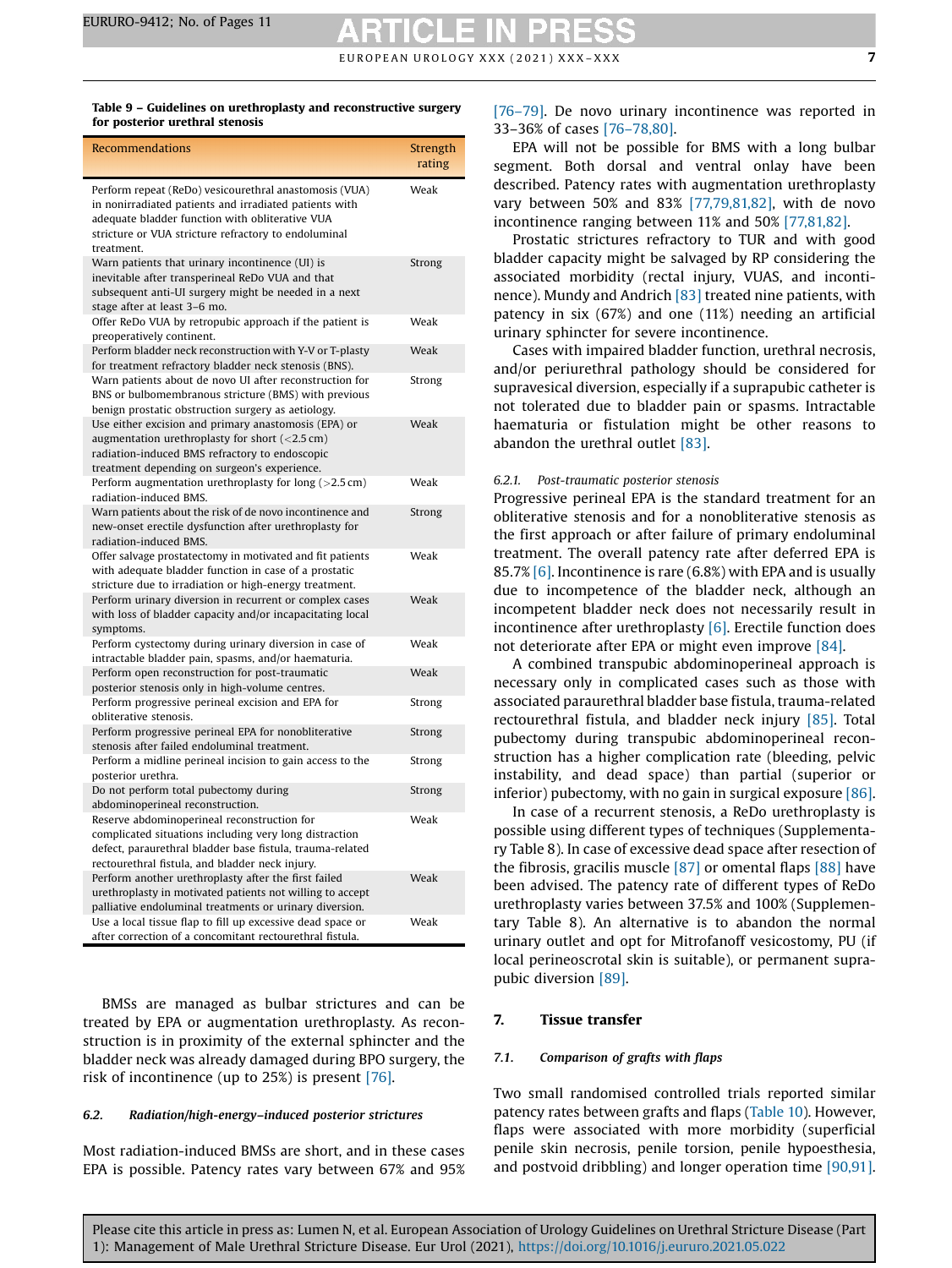**Table 9 – Guidelines on urethroplasty and reconstructive surgery for posterior urethral stenosis**

| Recommendations | Strength rating |
|---|---|
| Perform repeat (ReDo) vesicourethral anastomosis (VUA) in nonirradiated patients and irradiated patients with adequate bladder function with obliterative VUA stricture or VUA stricture refractory to endoluminal treatment. | Weak |
| Warn patients that urinary incontinence (UI) is inevitable after transperineal ReDo VUA and that subsequent anti-UI surgery might be needed in a next stage after at least 3–6 mo. | Strong |
| Offer ReDo VUA by retropubic approach if the patient is preoperatively continent. | Weak |
| Perform bladder neck reconstruction with Y-V or T-plasty for treatment refractory bladder neck stenosis (BNS). | Weak |
| Warn patients about de novo UI after reconstruction for BNS or bulbomembranous stricture (BMS) with previous benign prostatic obstruction surgery as aetiology. | Strong |
| Use either excision and primary anastomosis (EPA) or augmentation urethroplasty for short (<2.5 cm) radiation-induced BMS refractory to endoscopic treatment depending on surgeon's experience. | Weak |
| Perform augmentation urethroplasty for long (>2.5 cm) radiation-induced BMS. | Weak |
| Warn patients about the risk of de novo incontinence and new-onset erectile dysfunction after urethroplasty for radiation-induced BMS. | Strong |
| Offer salvage prostatectomy in motivated and fit patients with adequate bladder function in case of a prostatic stricture due to irradiation or high-energy treatment. | Weak |
| Perform urinary diversion in recurrent or complex cases with loss of bladder capacity and/or incapacitating local symptoms. | Weak |
| Perform cystectomy during urinary diversion in case of intractable bladder pain, spasms, and/or haematuria. | Weak |
| Perform open reconstruction for post-traumatic posterior stenosis only in high-volume centres. | Weak |
| Perform progressive perineal excision and EPA for obliterative stenosis. | Strong |
| Perform progressive perineal EPA for nonobliterative stenosis after failed endoluminal treatment. | Strong |
| Perform a midline perineal incision to gain access to the posterior urethra. | Strong |
| Do not perform total pubectomy during abdominoperineal reconstruction. | Strong |
| Reserve abdominoperineal reconstruction for complicated situations including very long distraction defect, paraurethral bladder base fistula, trauma-related rectourethral fistula, and bladder neck injury. | Weak |
| Perform another urethroplasty after the first failed urethroplasty in motivated patients not willing to accept palliative endoluminal treatments or urinary diversion. | Weak |
| Use a local tissue flap to fill up excessive dead space or after correction of a concomitant rectourethral fistula. | Weak |

BMSs are managed as bulbar strictures and can be treated by EPA or augmentation urethroplasty. As reconstruction is in proximity of the external sphincter and the bladder neck was already damaged during BPO surgery, the risk of incontinence (up to 25%) is present [76].

### 6.2. *Radiation/high-energy–induced posterior strictures*

Most radiation-induced BMSs are short, and in these cases EPA is possible. Patency rates vary between 67% and 95% [76–79]. De novo urinary incontinence was reported in 33–36% of cases [76–78,80].

EPA will not be possible for BMS with a long bulbar segment. Both dorsal and ventral onlay have been described. Patency rates with augmentation urethroplasty vary between 50% and 83% [77,79,81,82], with de novo incontinence ranging between 11% and 50% [77,81,82].

Prostatic strictures refractory to TUR and with good bladder capacity might be salvaged by RP considering the associated morbidity (rectal injury, VUAS, and incontinence). Mundy and Andrich [83] treated nine patients, with patency in six (67%) and one (11%) needing an artificial urinary sphincter for severe incontinence.

Cases with impaired bladder function, urethral necrosis, and/or periurethral pathology should be considered for supravesical diversion, especially if a suprapubic catheter is not tolerated due to bladder pain or spasms. Intractable haematuria or fistulation might be other reasons to abandon the urethral outlet [83].

#### 6.2.1. *Post-traumatic posterior stenosis*

Progressive perineal EPA is the standard treatment for an obliterative stenosis and for a nonobliterative stenosis as the first approach or after failure of primary endoluminal treatment. The overall patency rate after deferred EPA is 85.7% [6]. Incontinence is rare (6.8%) with EPA and is usually due to incompetence of the bladder neck, although an incompetent bladder neck does not necessarily result in incontinence after urethroplasty [6]. Erectile function does not deteriorate after EPA or might even improve [84].

A combined transpubic abdominoperineal approach is necessary only in complicated cases such as those with associated paraurethral bladder base fistula, trauma-related rectourethral fistula, and bladder neck injury [85]. Total pubectomy during transpubic abdominoperineal reconstruction has a higher complication rate (bleeding, pelvic instability, and dead space) than partial (superior or inferior) pubectomy, with no gain in surgical exposure [86].

In case of a recurrent stenosis, a ReDo urethroplasty is possible using different types of techniques (Supplementary Table 8). In case of excessive dead space after resection of the fibrosis, gracilis muscle [87] or omental flaps [88] have been advised. The patency rate of different types of ReDo urethroplasty varies between 37.5% and 100% (Supplementary Table 8). An alternative is to abandon the normal urinary outlet and opt for Mitrofanoff vesicostomy, PU (if local perineoscrotal skin is suitable), or permanent suprapubic diversion [89].

## 7. Tissue transfer

### 7.1. *Comparison of grafts with flaps*

Two small randomised controlled trials reported similar patency rates between grafts and flaps (Table 10). However, flaps were associated with more morbidity (superficial penile skin necrosis, penile torsion, penile hypoesthesia, and postvoid dribbling) and longer operation time [90,91].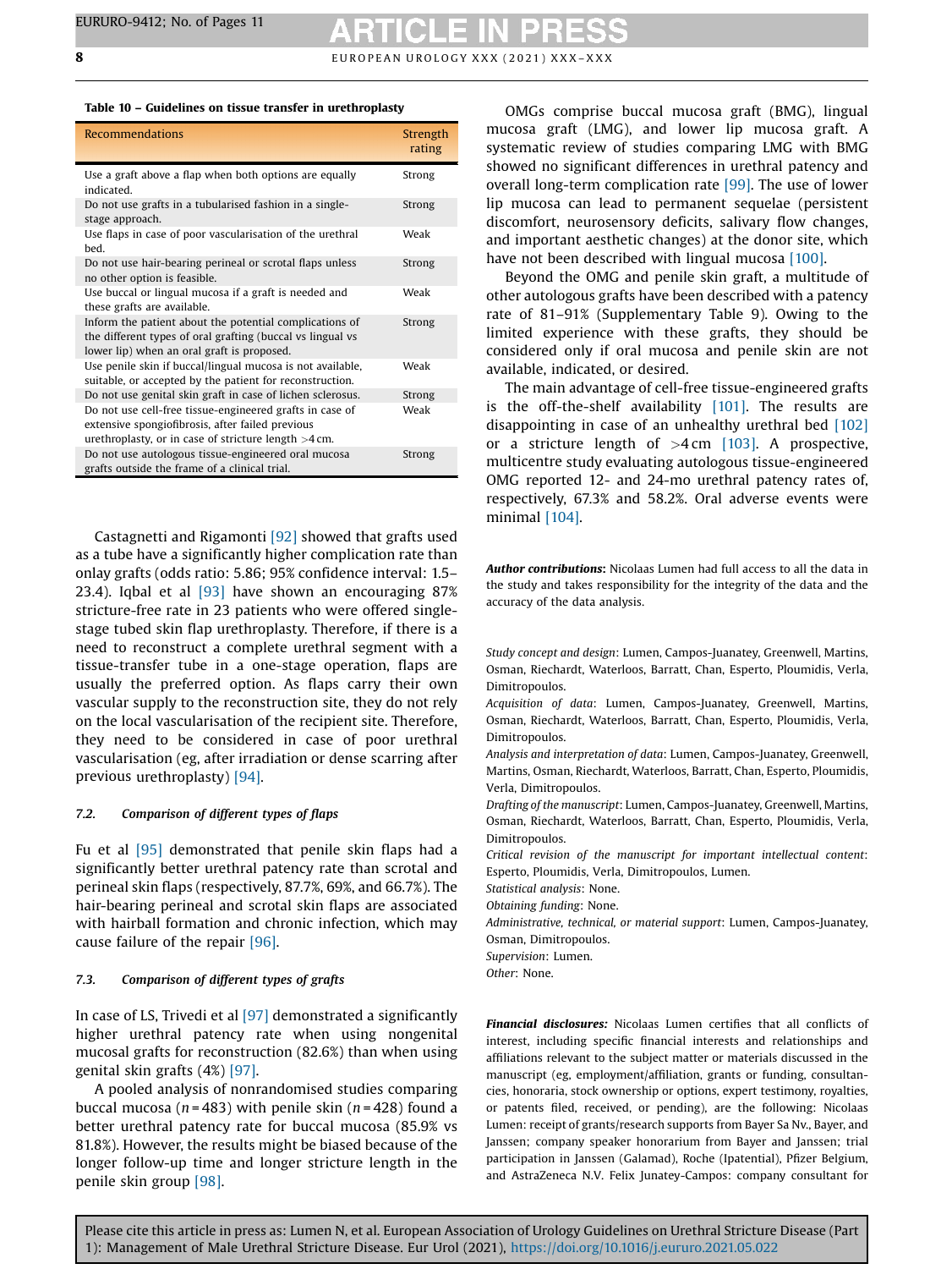**Table 10 – Guidelines on tissue transfer in urethroplasty**

| Recommendations | Strength rating |
|---|---|
| Use a graft above a flap when both options are equally indicated. | Strong |
| Do not use grafts in a tubularised fashion in a single-stage approach. | Strong |
| Use flaps in case of poor vascularisation of the urethral bed. | Weak |
| Do not use hair-bearing perineal or scrotal flaps unless no other option is feasible. | Strong |
| Use buccal or lingual mucosa if a graft is needed and these grafts are available. | Weak |
| Inform the patient about the potential complications of the different types of oral grafting (buccal vs lingual vs lower lip) when an oral graft is proposed. | Strong |
| Use penile skin if buccal/lingual mucosa is not available, suitable, or accepted by the patient for reconstruction. | Weak |
| Do not use genital skin graft in case of lichen sclerosus. | Strong |
| Do not use cell-free tissue-engineered grafts in case of extensive spongiofibrosis, after failed previous urethroplasty, or in case of stricture length >4 cm. | Weak |
| Do not use autologous tissue-engineered oral mucosa grafts outside the frame of a clinical trial. | Strong |

Castagnetti and Rigamonti [92] showed that grafts used as a tube have a significantly higher complication rate than onlay grafts (odds ratio: 5.86; 95% confidence interval: 1.5–23.4). Iqbal et al [93] have shown an encouraging 87% stricture-free rate in 23 patients who were offered single-stage tubed skin flap urethroplasty. Therefore, if there is a need to reconstruct a complete urethral segment with a tissue-transfer tube in a one-stage operation, flaps are usually the preferred option. As flaps carry their own vascular supply to the reconstruction site, they do not rely on the local vascularisation of the recipient site. Therefore, they need to be considered in case of poor urethral vascularisation (eg, after irradiation or dense scarring after previous urethroplasty) [94].

### 7.2. Comparison of different types of flaps

Fu et al [95] demonstrated that penile skin flaps had a significantly better urethral patency rate than scrotal and perineal skin flaps (respectively, 87.7%, 69%, and 66.7%). The hair-bearing perineal and scrotal skin flaps are associated with hairball formation and chronic infection, which may cause failure of the repair [96].

### 7.3. Comparison of different types of grafts

In case of LS, Trivedi et al [97] demonstrated a significantly higher urethral patency rate when using nongenital mucosal grafts for reconstruction (82.6%) than when using genital skin grafts (4%) [97].

A pooled analysis of nonrandomised studies comparing buccal mucosa ($n = 483$) with penile skin ($n = 428$) found a better urethral patency rate for buccal mucosa (85.9% vs 81.8%). However, the results might be biased because of the longer follow-up time and longer stricture length in the penile skin group [98].

OMGs comprise buccal mucosa graft (BMG), lingual mucosa graft (LMG), and lower lip mucosa graft. A systematic review of studies comparing LMG with BMG showed no significant differences in urethral patency and overall long-term complication rate [99]. The use of lower lip mucosa can lead to permanent sequelae (persistent discomfort, neurosensory deficits, salivary flow changes, and important aesthetic changes) at the donor site, which have not been described with lingual mucosa [100].

Beyond the OMG and penile skin graft, a multitude of other autologous grafts have been described with a patency rate of 81–91% (Supplementary Table 9). Owing to the limited experience with these grafts, they should be considered only if oral mucosa and penile skin are not available, indicated, or desired.

The main advantage of cell-free tissue-engineered grafts is the off-the-shelf availability [101]. The results are disappointing in case of an unhealthy urethral bed [102] or a stricture length of >4 cm [103]. A prospective, multicentre study evaluating autologous tissue-engineered OMG reported 12- and 24-mo urethral patency rates of, respectively, 67.3% and 58.2%. Oral adverse events were minimal [104].

***Author contributions:*** Nicolaas Lumen had full access to all the data in the study and takes responsibility for the integrity of the data and the accuracy of the data analysis.

*Study concept and design*: Lumen, Campos-Juanatey, Greenwell, Martins, Osman, Riechardt, Waterloos, Barratt, Chan, Esperto, Ploumidis, Verla, Dimitropoulos.

*Acquisition of data*: Lumen, Campos-Juanatey, Greenwell, Martins, Osman, Riechardt, Waterloos, Barratt, Chan, Esperto, Ploumidis, Verla, Dimitropoulos.

*Analysis and interpretation of data*: Lumen, Campos-Juanatey, Greenwell, Martins, Osman, Riechardt, Waterloos, Barratt, Chan, Esperto, Ploumidis, Verla, Dimitropoulos.

*Drafting of the manuscript*: Lumen, Campos-Juanatey, Greenwell, Martins, Osman, Riechardt, Waterloos, Barratt, Chan, Esperto, Ploumidis, Verla, Dimitropoulos.

*Critical revision of the manuscript for important intellectual content*: Esperto, Ploumidis, Verla, Dimitropoulos, Lumen.

*Statistical analysis*: None.

*Obtaining funding*: None.

*Administrative, technical, or material support*: Lumen, Campos-Juanatey, Osman, Dimitropoulos.

*Supervision*: Lumen.

*Other*: None.

***Financial disclosures:*** Nicolaas Lumen certifies that all conflicts of interest, including specific financial interests and relationships and affiliations relevant to the subject matter or materials discussed in the manuscript (eg, employment/affiliation, grants or funding, consultancies, honoraria, stock ownership or options, expert testimony, royalties, or patents filed, received, or pending), are the following: Nicolaas Lumen: receipt of grants/research supports from Bayer Sa Nv., Bayer, and Janssen; company speaker honorarium from Bayer and Janssen; trial participation in Janssen (Galamad), Roche (Ipatential), Pfizer Belgium, and AstraZeneca N.V. Felix Junatey-Campos: company consultant for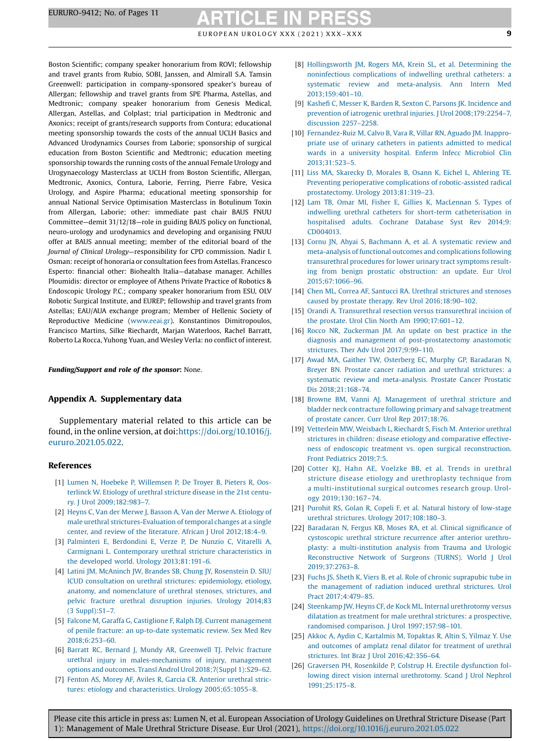Boston Scientific; company speaker honorarium from ROVI; fellowship and travel grants from Rubio, SOBI, Janssen, and Almirall S.A. Tamsin Greenwell: participation in company-sponsored speaker's bureau of Allergan; fellowship and travel grants from SPE Pharma, Astellas, and Medtronic; company speaker honorarium from Genesis Medical, Allergan, Astellas, and Colplast; trial participation in Medtronic and Axonics; receipt of grants/research supports from Contura; educational meeting sponsorship towards the costs of the annual UCLH Basics and Advanced Urodynamics Courses from Laborie; sponsorship of surgical education from Boston Scientific and Medtronic; education meeting sponsorship towards the running costs of the annual Female Urology and Urogynaecology Masterclass at UCLH from Boston Scientific, Allergan, Medtronic, Axonics, Contura, Laborie, Ferring, Pierre Fabre, Vesica Urology, and Aspire Pharma; educational meeting sponsorship for annual National Service Optimisation Masterclass in Botulinum Toxin from Allergan, Laborie; other: immediate past chair BAUS FNUU Committee—demit 31/12/18—role in guiding BAUS policy on functional, neuro-urology and urodynamics and developing and organising FNUU offer at BAUS annual meeting; member of the editorial board of the *Journal of Clinical Urology*—responsibility for CPD commission. Nadir I. Osman: receipt of honoraria or consultation fees from Astellas. Francesco Esperto: financial other: Biohealth Italia—database manager. Achilles Ploumidis: director or employee of Athens Private Practice of Robotics & Endoscopic Urology P.C.; company speaker honorarium from ESU, OLV Robotic Surgical Institute, and EUREP; fellowship and travel grants from Astellas; EAU/AUA exchange program; Member of Hellenic Society of Reproductive Medicine (www.eeai.gr). Konstantinos Dimitropoulos, Francisco Martins, Silke Riechardt, Marjan Waterloos, Rachel Barratt, Roberto La Rocca, Yuhong Yuan, and Wesley Verla: no conflict of interest.

***Funding/Support and role of the sponsor:*** None.

## Appendix A. Supplementary data

Supplementary material related to this article can be found, in the online version, at doi:https://doi.org/10.1016/j.eururo.2021.05.022.

## References

[1] Lumen N, Hoebeke P, Willemsen P, De Troyer B, Pieters R, Oosterlinck W. Etiology of urethral stricture disease in the 21st century. J Urol 2009;182:983–7.

[2] Heyns C, Van der Merwe J, Basson A, Van der Merwe A. Etiology of male urethral strictures-Evaluation of temporal changes at a single center, and review of the literature. African J Urol 2012;18:4–9.

[3] Palminteri E, Berdondini E, Verze P, De Nunzio C, Vitarelli A, Carmignani L. Contemporary urethral stricture characteristics in the developed world. Urology 2013;81:191–6.

[4] Latini JM, McAninch JW, Brandes SB, Chung JY, Rosenstein D. SIU/ICUD consultation on urethral strictures: epidemiology, etiology, anatomy, and nomenclature of urethral stenoses, strictures, and pelvic fracture urethral disruption injuries. Urology 2014;83 (3 Suppl):S1–7.

[5] Falcone M, Garaffa G, Castiglione F, Ralph DJ. Current management of penile fracture: an up-to-date systematic review. Sex Med Rev 2018;6:253–60.

[6] Barratt RC, Bernard J, Mundy AR, Greenwell TJ. Pelvic fracture urethral injury in males-mechanisms of injury, management options and outcomes. Transl Androl Urol 2018;7(Suppl 1):S29–62.

[7] Fenton AS, Morey AF, Aviles R, Garcia CR. Anterior urethral strictures: etiology and characteristics. Urology 2005;65:1055–8.

[8] Hollingsworth JM, Rogers MA, Krein SL, et al. Determining the noninfectious complications of indwelling urethral catheters: a systematic review and meta-analysis. Ann Intern Med 2013;159:401–10.

[9] Kashefi C, Messer K, Barden R, Sexton C, Parsons JK. Incidence and prevention of iatrogenic urethral injuries. J Urol 2008;179:2254–7, discussion 2257–2258.

[10] Fernandez-Ruiz M, Calvo B, Vara R, Villar RN, Aguado JM. Inappropriate use of urinary catheters in patients admitted to medical wards in a university hospital. Enferm Infecc Microbiol Clin 2013;31:523–5.

[11] Liss MA, Skarecky D, Morales B, Osann K, Eichel L, Ahlering TE. Preventing perioperative complications of robotic-assisted radical prostatectomy. Urology 2013;81:319–23.

[12] Lam TB, Omar MI, Fisher E, Gillies K, MacLennan S. Types of indwelling urethral catheters for short-term catheterisation in hospitalised adults. Cochrane Database Syst Rev 2014;9: CD004013.

[13] Cornu JN, Ahyai S, Bachmann A, et al. A systematic review and meta-analysis of functional outcomes and complications following transurethral procedures for lower urinary tract symptoms resulting from benign prostatic obstruction: an update. Eur Urol 2015;67:1066–96.

[14] Chen ML, Correa AF, Santucci RA. Urethral strictures and stenoses caused by prostate therapy. Rev Urol 2016;18:90–102.

[15] Orandi A. Transurethral resection versus transurethral incision of the prostate. Urol Clin North Am 1990;17:601–12.

[16] Rocco NR, Zuckerman JM. An update on best practice in the diagnosis and management of post-prostatectomy anastomotic strictures. Ther Adv Urol 2017;9:99–110.

[17] Awad MA, Gaither TW, Osterberg EC, Murphy GP, Baradaran N, Breyer BN. Prostate cancer radiation and urethral strictures: a systematic review and meta-analysis. Prostate Cancer Prostatic Dis 2018;21:168–74.

[18] Browne BM, Vanni AJ. Management of urethral stricture and bladder neck contracture following primary and salvage treatment of prostate cancer. Curr Urol Rep 2017;18:76.

[19] Vetterlein MW, Weisbach L, Riechardt S, Fisch M. Anterior urethral strictures in children: disease etiology and comparative effectiveness of endoscopic treatment vs. open surgical reconstruction. Front Pediatrics 2019;7:5.

[20] Cotter KJ, Hahn AE, Voelzke BB, et al. Trends in urethral stricture disease etiology and urethroplasty technique from a multi-institutional surgical outcomes research group. Urology 2019;130:167–74.

[21] Purohit RS, Golan R, Copeli F, et al. Natural history of low-stage urethral strictures. Urology 2017;108:180–3.

[22] Baradaran N, Fergus KB, Moses RA, et al. Clinical significance of cystoscopic urethral stricture recurrence after anterior urethroplasty: a multi-institution analysis from Trauma and Urologic Reconstructive Network of Surgeons (TURNS). World J Urol 2019;37:2763–8.

[23] Fuchs JS, Sheth K, Viers B, et al. Role of chronic suprapubic tube in the management of radiation induced urethral strictures. Urol Pract 2017;4:479–85.

[24] Steenkamp JW, Heyns CF, de Kock ML. Internal urethrotomy versus dilatation as treatment for male urethral strictures: a prospective, randomised comparison. J Urol 1997;157:98–101.

[25] Akkoc A, Aydin C, Kartalmis M, Topaktas R, Altin S, Yilmaz Y. Use and outcomes of amplatz renal dilator for treatment of urethral strictures. Int Braz J Urol 2016;42:356–64.

[26] Graversen PH, Rosenkilde P, Colstrup H. Erectile dysfunction following direct vision internal urethrotomy. Scand J Urol Nephrol 1991;25:175–8.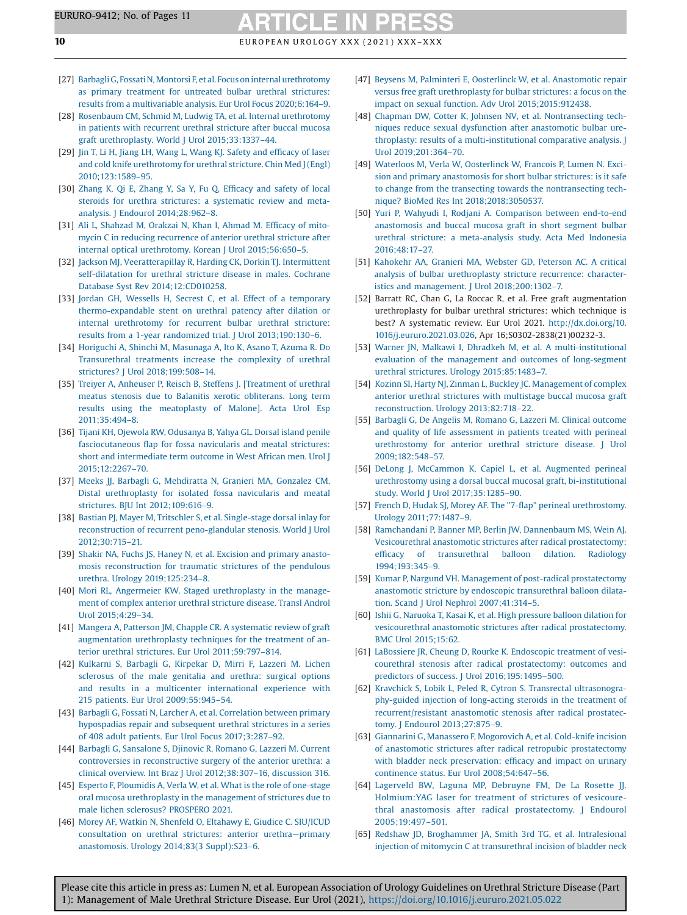[27] Barbagli G, Fossati N, Montorsi F, et al. Focus on internal urethrotomy as primary treatment for untreated bulbar urethral strictures: results from a multivariable analysis. Eur Urol Focus 2020;6:164–9.

[28] Rosenbaum CM, Schmid M, Ludwig TA, et al. Internal urethrotomy in patients with recurrent urethral stricture after buccal mucosa graft urethroplasty. World J Urol 2015;33:1337–44.

[29] Jin T, Li H, Jiang LH, Wang L, Wang KJ. Safety and efficacy of laser and cold knife urethrotomy for urethral stricture. Chin Med J (Engl) 2010;123:1589–95.

[30] Zhang K, Qi E, Zhang Y, Sa Y, Fu Q. Efficacy and safety of local steroids for urethra strictures: a systematic review and meta-analysis. J Endourol 2014;28:962–8.

[31] Ali L, Shahzad M, Orakzai N, Khan I, Ahmad M. Efficacy of mitomycin C in reducing recurrence of anterior urethral stricture after internal optical urethrotomy. Korean J Urol 2015;56:650–5.

[32] Jackson MJ, Veeratterapillay R, Harding CK, Dorkin TJ. Intermittent self-dilatation for urethral stricture disease in males. Cochrane Database Syst Rev 2014;12:CD010258.

[33] Jordan GH, Wessells H, Secrest C, et al. Effect of a temporary thermo-expandable stent on urethral patency after dilation or internal urethrotomy for recurrent bulbar urethral stricture: results from a 1-year randomized trial. J Urol 2013;190:130–6.

[34] Horiguchi A, Shinchi M, Masunaga A, Ito K, Asano T, Azuma R. Do Transurethral treatments increase the complexity of urethral strictures? J Urol 2018;199:508–14.

[35] Treiyer A, Anheuser P, Reisch B, Steffens J. [Treatment of urethral meatus stenosis due to Balanitis xerotic obliterans. Long term results using the meatoplasty of Malone]. Acta Urol Esp 2011;35:494–8.

[36] Tijani KH, Ojewola RW, Odusanya B, Yahya GL. Dorsal island penile fasciocutaneous flap for fossa navicularis and meatal strictures: short and intermediate term outcome in West African men. Urol J 2015;12:2267–70.

[37] Meeks JJ, Barbagli G, Mehdiratta N, Granieri MA, Gonzalez CM. Distal urethroplasty for isolated fossa navicularis and meatal strictures. BJU Int 2012;109:616–9.

[38] Bastian PJ, Mayer M, Tritschler S, et al. Single-stage dorsal inlay for reconstruction of recurrent peno-glandular stenosis. World J Urol 2012;30:715–21.

[39] Shakir NA, Fuchs JS, Haney N, et al. Excision and primary anastomosis reconstruction for traumatic strictures of the pendulous urethra. Urology 2019;125:234–8.

[40] Mori RL, Angermeier KW. Staged urethroplasty in the management of complex anterior urethral stricture disease. Transl Androl Urol 2015;4:29–34.

[41] Mangera A, Patterson JM, Chapple CR. A systematic review of graft augmentation urethroplasty techniques for the treatment of anterior urethral strictures. Eur Urol 2011;59:797–814.

[42] Kulkarni S, Barbagli G, Kirpekar D, Mirri F, Lazzeri M. Lichen sclerosus of the male genitalia and urethra: surgical options and results in a multicenter international experience with 215 patients. Eur Urol 2009;55:945–54.

[43] Barbagli G, Fossati N, Larcher A, et al. Correlation between primary hypospadias repair and subsequent urethral strictures in a series of 408 adult patients. Eur Urol Focus 2017;3:287–92.

[44] Barbagli G, Sansalone S, Djinovic R, Romano G, Lazzeri M. Current controversies in reconstructive surgery of the anterior urethra: a clinical overview. Int Braz J Urol 2012;38:307–16, discussion 316.

[45] Esperto F, Ploumidis A, Verla W, et al. What is the role of one-stage oral mucosa urethroplasty in the management of strictures due to male lichen sclerosus? PROSPERO 2021.

[46] Morey AF, Watkin N, Shenfeld O, Eltahawy E, Giudice C. SIU/ICUD consultation on urethral strictures: anterior urethra—primary anastomosis. Urology 2014;83(3 Suppl):S23–6.

[47] Beysens M, Palminteri E, Oosterlinck W, et al. Anastomotic repair versus free graft urethroplasty for bulbar strictures: a focus on the impact on sexual function. Adv Urol 2015;2015:912438.

[48] Chapman DW, Cotter K, Johnsen NV, et al. Nontransecting techniques reduce sexual dysfunction after anastomotic bulbar urethroplasty: results of a multi-institutional comparative analysis. J Urol 2019;201:364–70.

[49] Waterloos M, Verla W, Oosterlinck W, Francois P, Lumen N. Excision and primary anastomosis for short bulbar strictures: is it safe to change from the transecting towards the nontransecting technique? BioMed Res Int 2018;2018:3050537.

[50] Yuri P, Wahyudi I, Rodjani A. Comparison between end-to-end anastomosis and buccal mucosa graft in short segment bulbar urethral stricture: a meta-analysis study. Acta Med Indonesia 2016;48:17–27.

[51] Kahokehr AA, Granieri MA, Webster GD, Peterson AC. A critical analysis of bulbar urethroplasty stricture recurrence: characteristics and management. J Urol 2018;200:1302–7.

[52] Barratt RC, Chan G, La Roccac R, et al. Free graft augmentation urethroplasty for bulbar urethral strictures: which technique is best? A systematic review. Eur Urol 2021. http://dx.doi.org/10.1016/j.eururo.2021.03.026, Apr 16;S0302-2838(21)00232-3.

[53] Warner JN, Malkawi I, Dhradkeh M, et al. A multi-institutional evaluation of the management and outcomes of long-segment urethral strictures. Urology 2015;85:1483–7.

[54] Kozinn SI, Harty NJ, Zinman L, Buckley JC. Management of complex anterior urethral strictures with multistage buccal mucosa graft reconstruction. Urology 2013;82:718–22.

[55] Barbagli G, De Angelis M, Romano G, Lazzeri M. Clinical outcome and quality of life assessment in patients treated with perineal urethrostomy for anterior urethral stricture disease. J Urol 2009;182:548–57.

[56] DeLong J, McCammon K, Capiel L, et al. Augmented perineal urethrostomy using a dorsal buccal mucosal graft, bi-institutional study. World J Urol 2017;35:1285–90.

[57] French D, Hudak SJ, Morey AF. The "7-flap" perineal urethrostomy. Urology 2011;77:1487–9.

[58] Ramchandani P, Banner MP, Berlin JW, Dannenbaum MS, Wein AJ. Vesicourethral anastomotic strictures after radical prostatectomy: efficacy of transurethral balloon dilation. Radiology 1994;193:345–9.

[59] Kumar P, Nargund VH. Management of post-radical prostatectomy anastomotic stricture by endoscopic transurethral balloon dilatation. Scand J Urol Nephrol 2007;41:314–5.

[60] Ishii G, Naruoka T, Kasai K, et al. High pressure balloon dilation for vesicourethral anastomotic strictures after radical prostatectomy. BMC Urol 2015;15:62.

[61] LaBossiere JR, Cheung D, Rourke K. Endoscopic treatment of vesicourethral stenosis after radical prostatectomy: outcomes and predictors of success. J Urol 2016;195:1495–500.

[62] Kravchick S, Lobik L, Peled R, Cytron S. Transrectal ultrasonography-guided injection of long-acting steroids in the treatment of recurrent/resistant anastomotic stenosis after radical prostatectomy. J Endourol 2013;27:875–9.

[63] Giannarini G, Manassero F, Mogorovich A, et al. Cold-knife incision of anastomotic strictures after radical retropubic prostatectomy with bladder neck preservation: efficacy and impact on urinary continence status. Eur Urol 2008;54:647–56.

[64] Lagerveld BW, Laguna MP, Debruyne FM, De La Rosette JJ. Holmium:YAG laser for treatment of strictures of vesicourethral anastomosis after radical prostatectomy. J Endourol 2005;19:497–501.

[65] Redshaw JD, Broghammer JA, Smith 3rd TG, et al. Intralesional injection of mitomycin C at transurethral incision of bladder neck

Please cite this article in press as: Lumen N, et al. European Association of Urology Guidelines on Urethral Stricture Disease (Part 1): Management of Male Urethral Stricture Disease. Eur Urol (2021), https://doi.org/10.1016/j.eururo.2021.05.022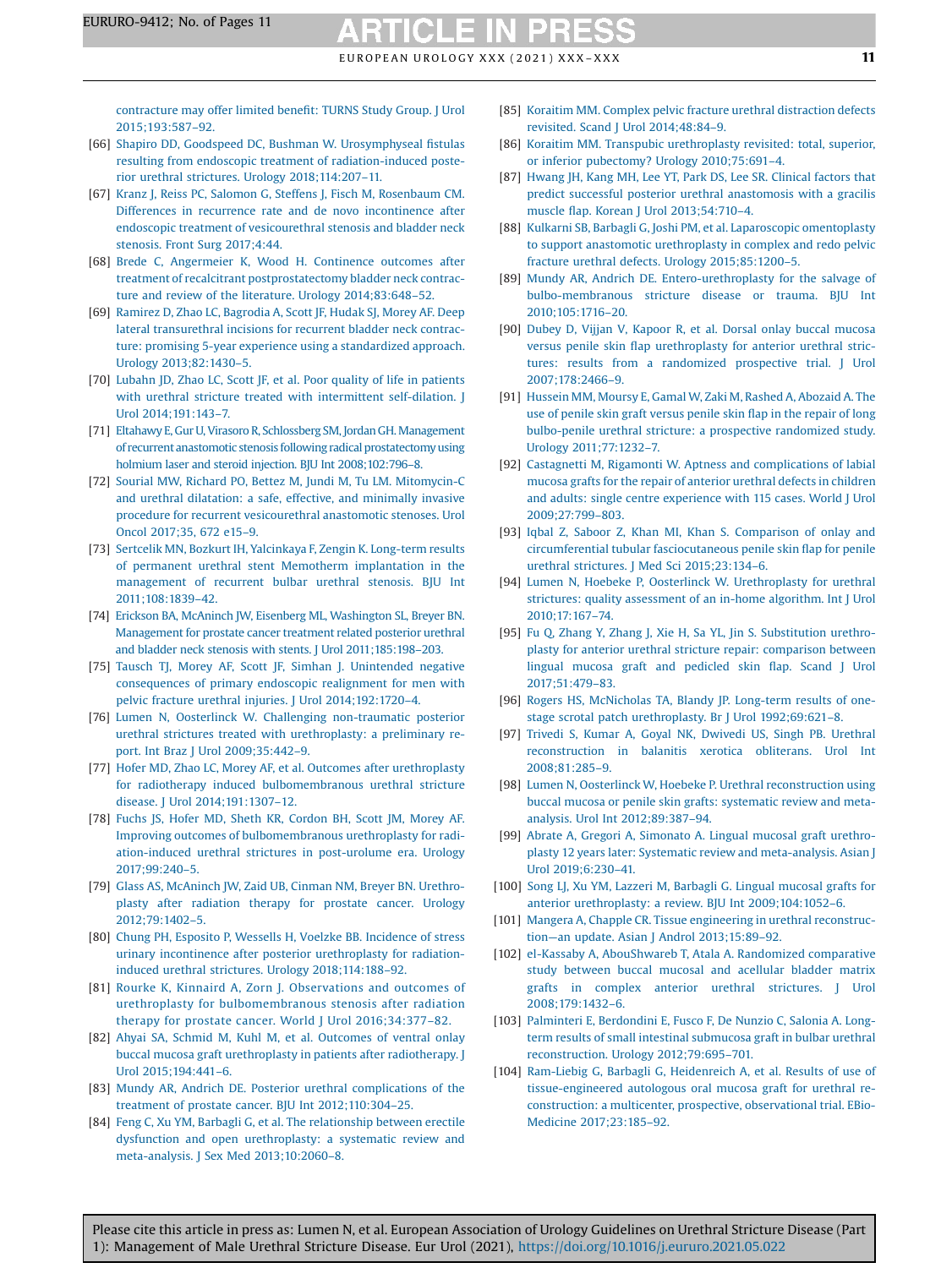contracture may offer limited benefit: TURNS Study Group. J Urol 2015;193:587–92.

[66] Shapiro DD, Goodspeed DC, Bushman W. Urosymphyseal fistulas resulting from endoscopic treatment of radiation-induced posterior urethral strictures. Urology 2018;114:207–11.

[67] Kranz J, Reiss PC, Salomon G, Steffens J, Fisch M, Rosenbaum CM. Differences in recurrence rate and de novo incontinence after endoscopic treatment of vesicourethral stenosis and bladder neck stenosis. Front Surg 2017;4:44.

[68] Brede C, Angermeier K, Wood H. Continence outcomes after treatment of recalcitrant postprostatectomy bladder neck contracture and review of the literature. Urology 2014;83:648–52.

[69] Ramirez D, Zhao LC, Bagrodia A, Scott JF, Hudak SJ, Morey AF. Deep lateral transurethral incisions for recurrent bladder neck contracture: promising 5-year experience using a standardized approach. Urology 2013;82:1430–5.

[70] Lubahn JD, Zhao LC, Scott JF, et al. Poor quality of life in patients with urethral stricture treated with intermittent self-dilation. J Urol 2014;191:143–7.

[71] Eltahawy E, Gur U, Virasoro R, Schlossberg SM, Jordan GH. Management of recurrent anastomotic stenosis following radical prostatectomy using holmium laser and steroid injection. BJU Int 2008;102:796–8.

[72] Sourial MW, Richard PO, Bettez M, Jundi M, Tu LM. Mitomycin-C and urethral dilatation: a safe, effective, and minimally invasive procedure for recurrent vesicourethral anastomotic stenoses. Urol Oncol 2017;35, 672 e15–9.

[73] Sertcelik MN, Bozkurt IH, Yalcinkaya F, Zengin K. Long-term results of permanent urethral stent Memotherm implantation in the management of recurrent bulbar urethral stenosis. BJU Int 2011;108:1839–42.

[74] Erickson BA, McAninch JW, Eisenberg ML, Washington SL, Breyer BN. Management for prostate cancer treatment related posterior urethral and bladder neck stenosis with stents. J Urol 2011;185:198–203.

[75] Tausch TJ, Morey AF, Scott JF, Simhan J. Unintended negative consequences of primary endoscopic realignment for men with pelvic fracture urethral injuries. J Urol 2014;192:1720–4.

[76] Lumen N, Oosterlinck W. Challenging non-traumatic posterior urethral strictures treated with urethroplasty: a preliminary report. Int Braz J Urol 2009;35:442–9.

[77] Hofer MD, Zhao LC, Morey AF, et al. Outcomes after urethroplasty for radiotherapy induced bulbomembranous urethral stricture disease. J Urol 2014;191:1307–12.

[78] Fuchs JS, Hofer MD, Sheth KR, Cordon BH, Scott JM, Morey AF. Improving outcomes of bulbomembranous urethroplasty for radiation-induced urethral strictures in post-urolume era. Urology 2017;99:240–5.

[79] Glass AS, McAninch JW, Zaid UB, Cinman NM, Breyer BN. Urethroplasty after radiation therapy for prostate cancer. Urology 2012;79:1402–5.

[80] Chung PH, Esposito P, Wessells H, Voelzke BB. Incidence of stress urinary incontinence after posterior urethroplasty for radiation-induced urethral strictures. Urology 2018;114:188–92.

[81] Rourke K, Kinnaird A, Zorn J. Observations and outcomes of urethroplasty for bulbomembranous stenosis after radiation therapy for prostate cancer. World J Urol 2016;34:377–82.

[82] Ahyai SA, Schmid M, Kuhl M, et al. Outcomes of ventral onlay buccal mucosa graft urethroplasty in patients after radiotherapy. J Urol 2015;194:441–6.

[83] Mundy AR, Andrich DE. Posterior urethral complications of the treatment of prostate cancer. BJU Int 2012;110:304–25.

[84] Feng C, Xu YM, Barbagli G, et al. The relationship between erectile dysfunction and open urethroplasty: a systematic review and meta-analysis. J Sex Med 2013;10:2060–8.

[85] Koraitim MM. Complex pelvic fracture urethral distraction defects revisited. Scand J Urol 2014;48:84–9.

[86] Koraitim MM. Transpubic urethroplasty revisited: total, superior, or inferior pubectomy? Urology 2010;75:691–4.

[87] Hwang JH, Kang MH, Lee YT, Park DS, Lee SR. Clinical factors that predict successful posterior urethral anastomosis with a gracilis muscle flap. Korean J Urol 2013;54:710–4.

[88] Kulkarni SB, Barbagli G, Joshi PM, et al. Laparoscopic omentoplasty to support anastomotic urethroplasty in complex and redo pelvic fracture urethral defects. Urology 2015;85:1200–5.

[89] Mundy AR, Andrich DE. Entero-urethroplasty for the salvage of bulbo-membranous stricture disease or trauma. BJU Int 2010;105:1716–20.

[90] Dubey D, Vijjan V, Kapoor R, et al. Dorsal onlay buccal mucosa versus penile skin flap urethroplasty for anterior urethral strictures: results from a randomized prospective trial. J Urol 2007;178:2466–9.

[91] Hussein MM, Moursy E, Gamal W, Zaki M, Rashed A, Abozaid A. The use of penile skin graft versus penile skin flap in the repair of long bulbo-penile urethral stricture: a prospective randomized study. Urology 2011;77:1232–7.

[92] Castagnetti M, Rigamonti W. Aptness and complications of labial mucosa grafts for the repair of anterior urethral defects in children and adults: single centre experience with 115 cases. World J Urol 2009;27:799–803.

[93] Iqbal Z, Saboor Z, Khan MI, Khan S. Comparison of onlay and circumferential tubular fasciocutaneous penile skin flap for penile urethral strictures. J Med Sci 2015;23:134–6.

[94] Lumen N, Hoebeke P, Oosterlinck W. Urethroplasty for urethral strictures: quality assessment of an in-home algorithm. Int J Urol 2010;17:167–74.

[95] Fu Q, Zhang Y, Zhang J, Xie H, Sa YL, Jin S. Substitution urethroplasty for anterior urethral stricture repair: comparison between lingual mucosa graft and pedicled skin flap. Scand J Urol 2017;51:479–83.

[96] Rogers HS, McNicholas TA, Blandy JP. Long-term results of one-stage scrotal patch urethroplasty. Br J Urol 1992;69:621–8.

[97] Trivedi S, Kumar A, Goyal NK, Dwivedi US, Singh PB. Urethral reconstruction in balanitis xerotica obliterans. Urol Int 2008;81:285–9.

[98] Lumen N, Oosterlinck W, Hoebeke P. Urethral reconstruction using buccal mucosa or penile skin grafts: systematic review and meta-analysis. Urol Int 2012;89:387–94.

[99] Abrate A, Gregori A, Simonato A. Lingual mucosal graft urethroplasty 12 years later: Systematic review and meta-analysis. Asian J Urol 2019;6:230–41.

[100] Song LJ, Xu YM, Lazzeri M, Barbagli G. Lingual mucosal grafts for anterior urethroplasty: a review. BJU Int 2009;104:1052–6.

[101] Mangera A, Chapple CR. Tissue engineering in urethral reconstruction—an update. Asian J Androl 2013;15:89–92.

[102] el-Kassaby A, AbouShwareb T, Atala A. Randomized comparative study between buccal mucosal and acellular bladder matrix grafts in complex anterior urethral strictures. J Urol 2008;179:1432–6.

[103] Palminteri E, Berdondini E, Fusco F, De Nunzio C, Salonia A. Long-term results of small intestinal submucosa graft in bulbar urethral reconstruction. Urology 2012;79:695–701.

[104] Ram-Liebig G, Barbagli G, Heidenreich A, et al. Results of use of tissue-engineered autologous oral mucosa graft for urethral reconstruction: a multicenter, prospective, observational trial. EBioMedicine 2017;23:185–92.

Please cite this article in press as: Lumen N, et al. European Association of Urology Guidelines on Urethral Stricture Disease (Part 1): Management of Male Urethral Stricture Disease. Eur Urol (2021), https://doi.org/10.1016/j.eururo.2021.05.022